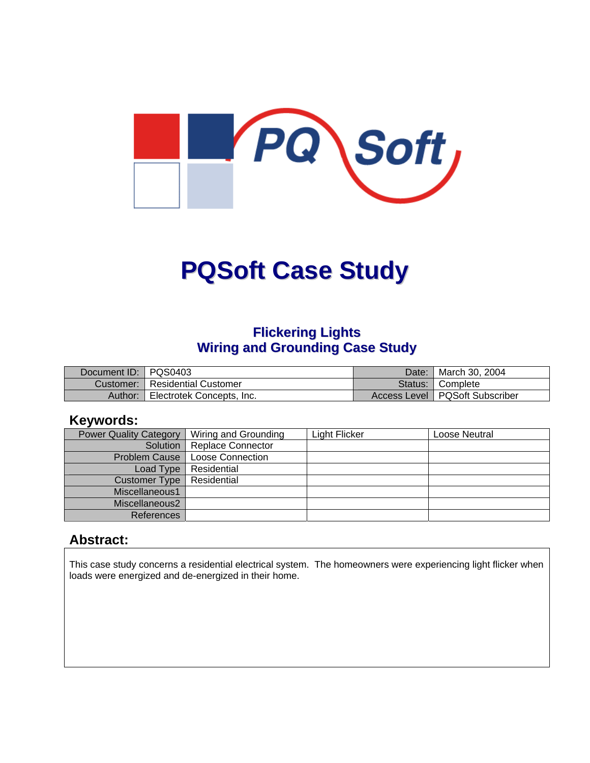# PQSoft Case Study

## Flickering Lights
## Wiring and Grounding Case Study

| Document ID: | PQS0403 | Date: | March 30, 2004 |
|---|---|---|---|
| Customer: | Residential Customer | Status: | Complete |
| Author: | Electrotek Concepts, Inc. | Access Level | PQSoft Subscriber |

## Keywords:

| Power Quality Category | Wiring and Grounding | Light Flicker | Loose Neutral |
|---|---|---|---|
| Solution | Replace Connector | | |
| Problem Cause | Loose Connection | | |
| Load Type | Residential | | |
| Customer Type | Residential | | |
| Miscellaneous1 | | | |
| Miscellaneous2 | | | |
| References | | | |

## Abstract:

This case study concerns a residential electrical system. The homeowners were experiencing light flicker when loads were energized and de-energized in their home.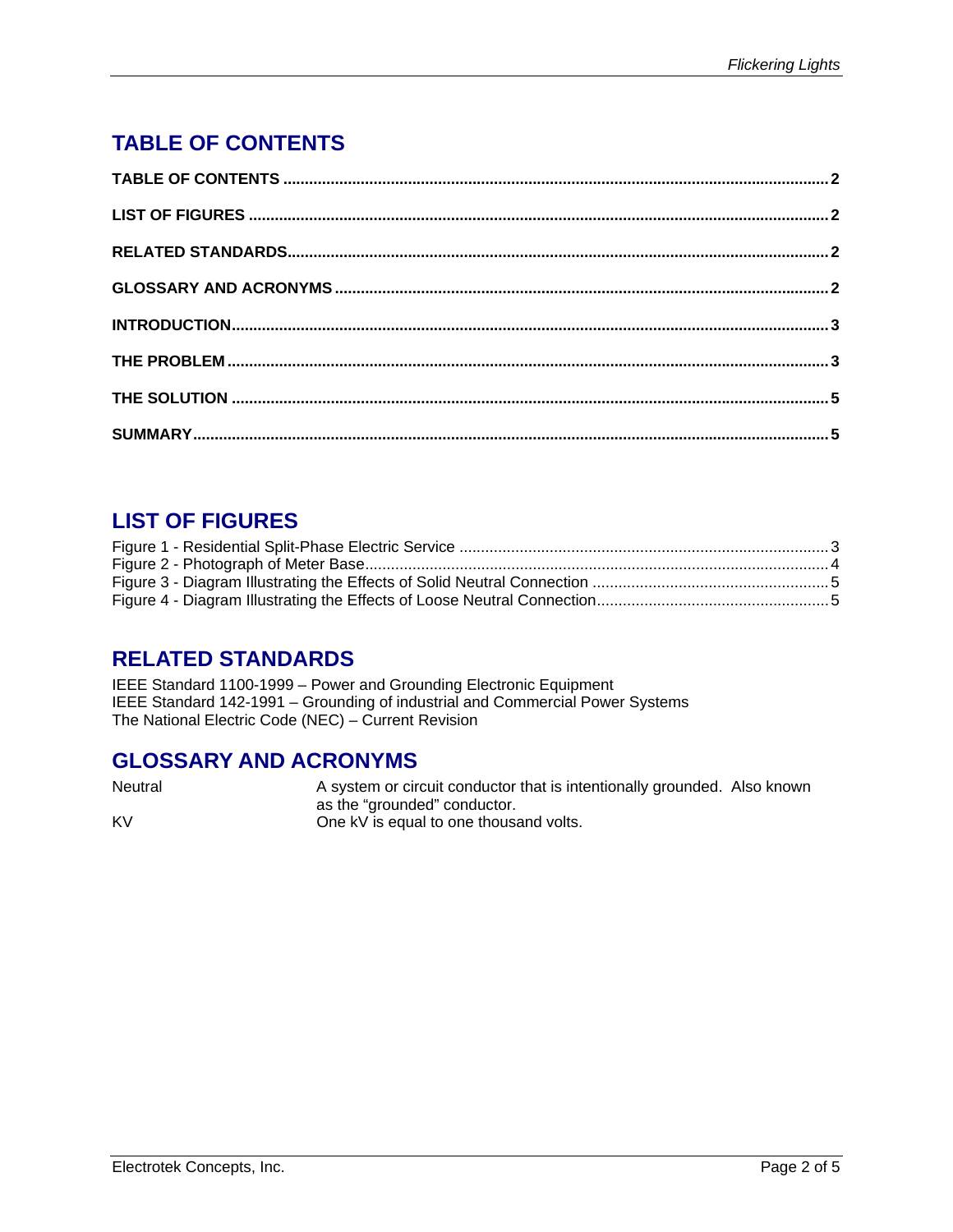## TABLE OF CONTENTS

**TABLE OF CONTENTS** ..... **2**

**LIST OF FIGURES** ..... **2**

**RELATED STANDARDS** ..... **2**

**GLOSSARY AND ACRONYMS** ..... **2**

**INTRODUCTION** ..... **3**

**THE PROBLEM** ..... **3**

**THE SOLUTION** ..... **5**

**SUMMARY** ..... **5**

## LIST OF FIGURES

Figure 1 - Residential Split-Phase Electric Service ..... 3
Figure 2 - Photograph of Meter Base ..... 4
Figure 3 - Diagram Illustrating the Effects of Solid Neutral Connection ..... 5
Figure 4 - Diagram Illustrating the Effects of Loose Neutral Connection ..... 5

## RELATED STANDARDS

IEEE Standard 1100-1999 – Power and Grounding Electronic Equipment
IEEE Standard 142-1991 – Grounding of industrial and Commercial Power Systems
The National Electric Code (NEC) – Current Revision

## GLOSSARY AND ACRONYMS

| | |
|---|---|
| Neutral | A system or circuit conductor that is intentionally grounded. Also known as the "grounded" conductor. |
| KV | One kV is equal to one thousand volts. |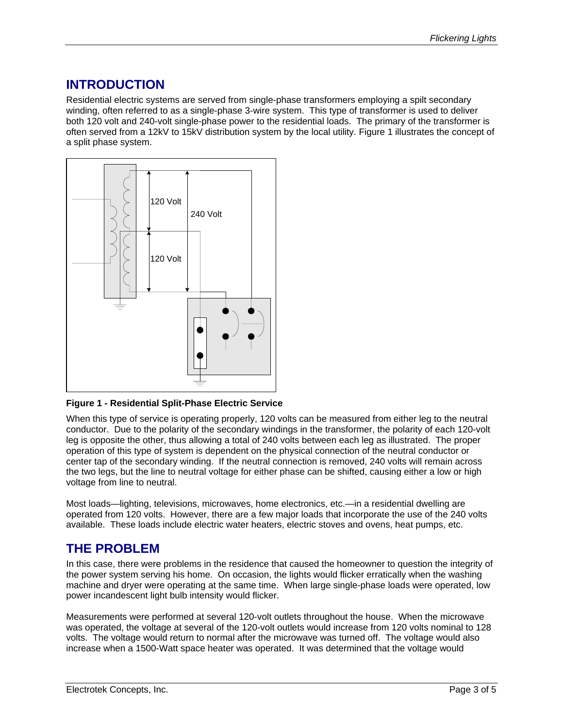## INTRODUCTION

Residential electric systems are served from single-phase transformers employing a spilt secondary winding, often referred to as a single-phase 3-wire system. This type of transformer is used to deliver both 120 volt and 240-volt single-phase power to the residential loads. The primary of the transformer is often served from a 12kV to 15kV distribution system by the local utility. Figure 1 illustrates the concept of a split phase system.

**Figure 1 - Residential Split-Phase Electric Service**

When this type of service is operating properly, 120 volts can be measured from either leg to the neutral conductor. Due to the polarity of the secondary windings in the transformer, the polarity of each 120-volt leg is opposite the other, thus allowing a total of 240 volts between each leg as illustrated. The proper operation of this type of system is dependent on the physical connection of the neutral conductor or center tap of the secondary winding. If the neutral connection is removed, 240 volts will remain across the two legs, but the line to neutral voltage for either phase can be shifted, causing either a low or high voltage from line to neutral.

Most loads—lighting, televisions, microwaves, home electronics, etc.—in a residential dwelling are operated from 120 volts. However, there are a few major loads that incorporate the use of the 240 volts available. These loads include electric water heaters, electric stoves and ovens, heat pumps, etc.

## THE PROBLEM

In this case, there were problems in the residence that caused the homeowner to question the integrity of the power system serving his home. On occasion, the lights would flicker erratically when the washing machine and dryer were operating at the same time. When large single-phase loads were operated, low power incandescent light bulb intensity would flicker.

Measurements were performed at several 120-volt outlets throughout the house. When the microwave was operated, the voltage at several of the 120-volt outlets would increase from 120 volts nominal to 128 volts. The voltage would return to normal after the microwave was turned off. The voltage would also increase when a 1500-Watt space heater was operated. It was determined that the voltage would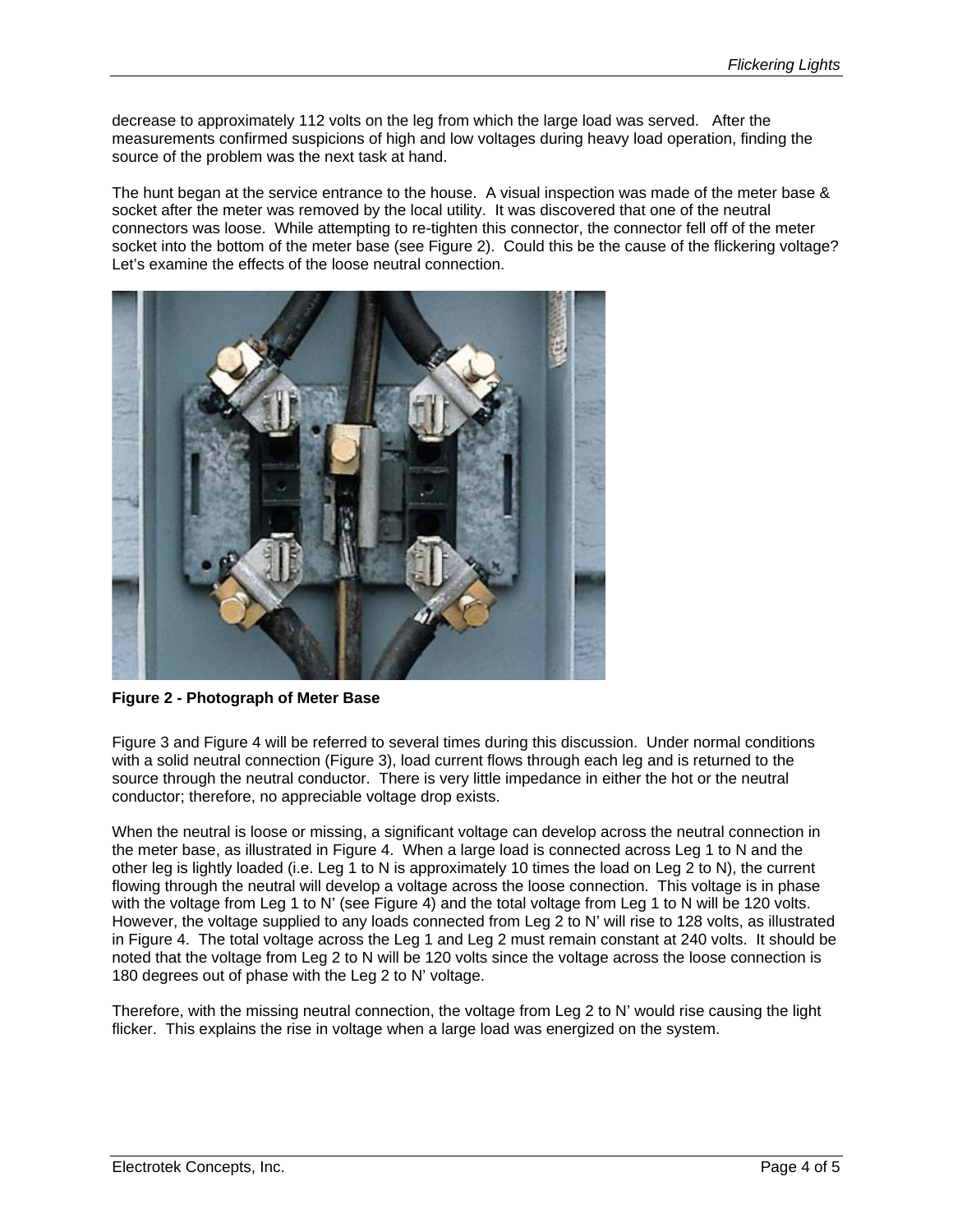decrease to approximately 112 volts on the leg from which the large load was served. After the measurements confirmed suspicions of high and low voltages during heavy load operation, finding the source of the problem was the next task at hand.

The hunt began at the service entrance to the house. A visual inspection was made of the meter base & socket after the meter was removed by the local utility. It was discovered that one of the neutral connectors was loose. While attempting to re-tighten this connector, the connector fell off of the meter socket into the bottom of the meter base (see Figure 2). Could this be the cause of the flickering voltage? Let's examine the effects of the loose neutral connection.

**Figure 2 - Photograph of Meter Base**

Figure 3 and Figure 4 will be referred to several times during this discussion. Under normal conditions with a solid neutral connection (Figure 3), load current flows through each leg and is returned to the source through the neutral conductor. There is very little impedance in either the hot or the neutral conductor; therefore, no appreciable voltage drop exists.

When the neutral is loose or missing, a significant voltage can develop across the neutral connection in the meter base, as illustrated in Figure 4. When a large load is connected across Leg 1 to N and the other leg is lightly loaded (i.e. Leg 1 to N is approximately 10 times the load on Leg 2 to N), the current flowing through the neutral will develop a voltage across the loose connection. This voltage is in phase with the voltage from Leg 1 to N' (see Figure 4) and the total voltage from Leg 1 to N will be 120 volts. However, the voltage supplied to any loads connected from Leg 2 to N' will rise to 128 volts, as illustrated in Figure 4. The total voltage across the Leg 1 and Leg 2 must remain constant at 240 volts. It should be noted that the voltage from Leg 2 to N will be 120 volts since the voltage across the loose connection is 180 degrees out of phase with the Leg 2 to N' voltage.

Therefore, with the missing neutral connection, the voltage from Leg 2 to N' would rise causing the light flicker. This explains the rise in voltage when a large load was energized on the system.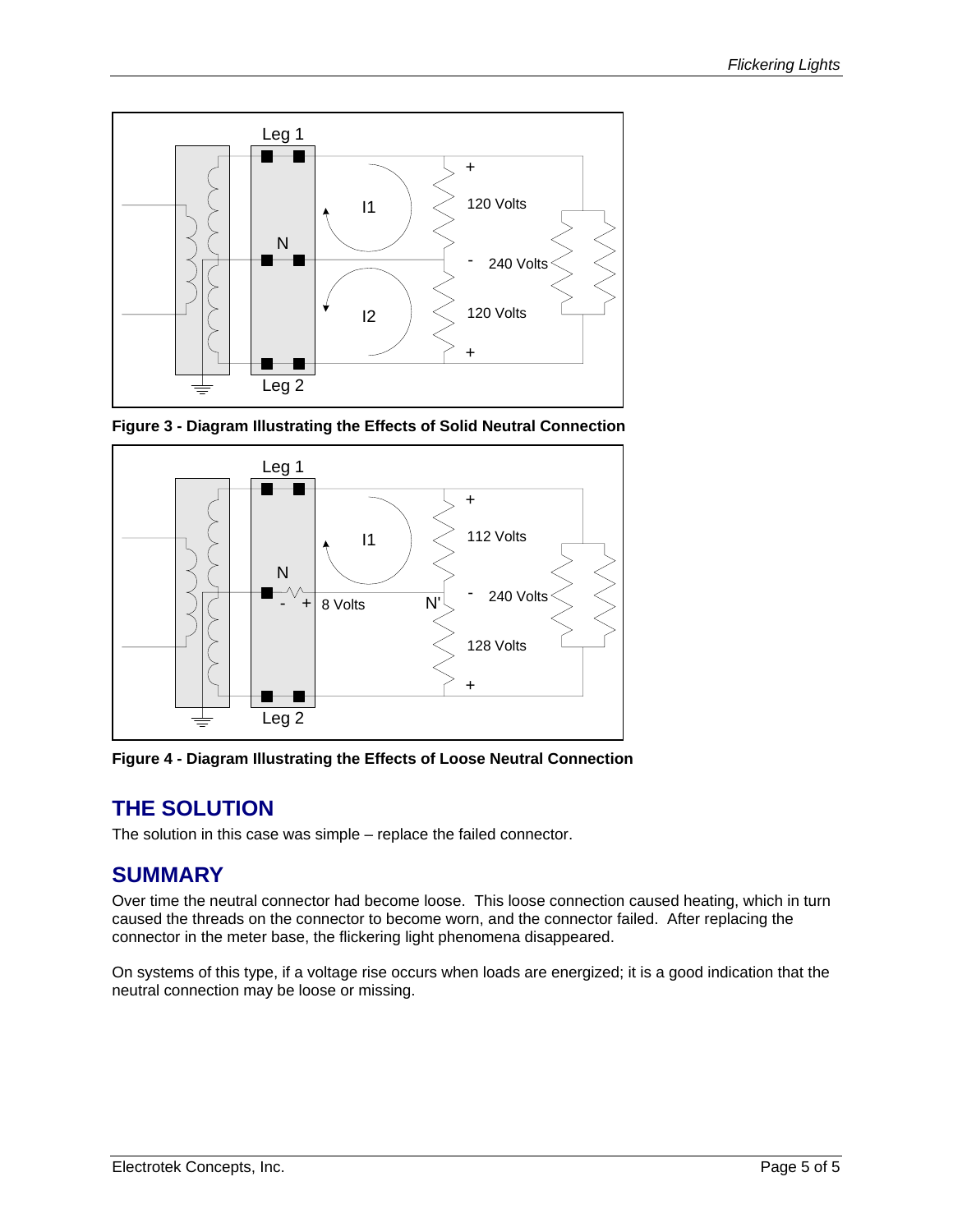Leg 1

+

I1

120 Volts

N

-

240 Volts

I2

120 Volts

+

Leg 2

**Figure 3 - Diagram Illustrating the Effects of Solid Neutral Connection**

Leg 1

+

I1

112 Volts

N

- +

8 Volts

N'

-

240 Volts

128 Volts

+

Leg 2

**Figure 4 - Diagram Illustrating the Effects of Loose Neutral Connection**

## THE SOLUTION

The solution in this case was simple – replace the failed connector.

## SUMMARY

Over time the neutral connector had become loose. This loose connection caused heating, which in turn caused the threads on the connector to become worn, and the connector failed. After replacing the connector in the meter base, the flickering light phenomena disappeared.

On systems of this type, if a voltage rise occurs when loads are energized; it is a good indication that the neutral connection may be loose or missing.